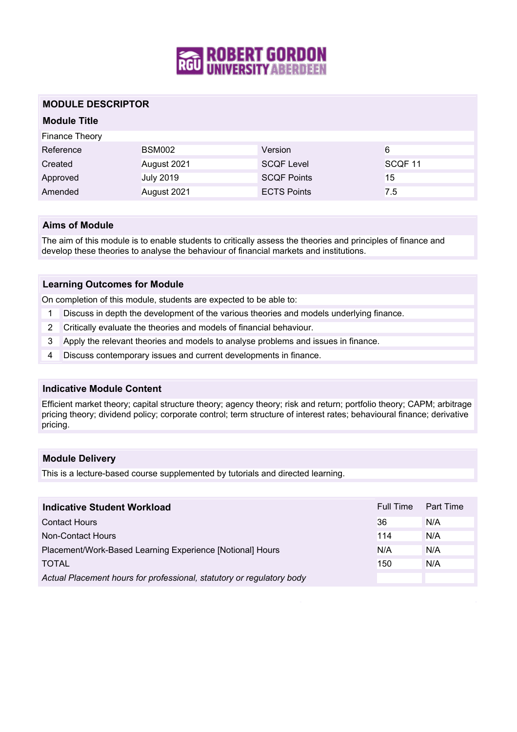## MODULE DESCRIPTOR

### Module Title

Finance Theory

| | | | |
|---|---|---|---|
| Reference | BSM002 | Version | 6 |
| Created | August 2021 | SCQF Level | SCQF 11 |
| Approved | July 2019 | SCQF Points | 15 |
| Amended | August 2021 | ECTS Points | 7.5 |

### Aims of Module

The aim of this module is to enable students to critically assess the theories and principles of finance and develop these theories to analyse the behaviour of financial markets and institutions.

### Learning Outcomes for Module

On completion of this module, students are expected to be able to:

1. Discuss in depth the development of the various theories and models underlying finance.
2. Critically evaluate the theories and models of financial behaviour.
3. Apply the relevant theories and models to analyse problems and issues in finance.
4. Discuss contemporary issues and current developments in finance.

### Indicative Module Content

Efficient market theory; capital structure theory; agency theory; risk and return; portfolio theory; CAPM; arbitrage pricing theory; dividend policy; corporate control; term structure of interest rates; behavioural finance; derivative pricing.

### Module Delivery

This is a lecture-based course supplemented by tutorials and directed learning.

| Indicative Student Workload | Full Time | Part Time |
|---|---|---|
| Contact Hours | 36 | N/A |
| Non-Contact Hours | 114 | N/A |
| Placement/Work-Based Learning Experience [Notional] Hours | N/A | N/A |
| TOTAL | 150 | N/A |
| *Actual Placement hours for professional, statutory or regulatory body* | | |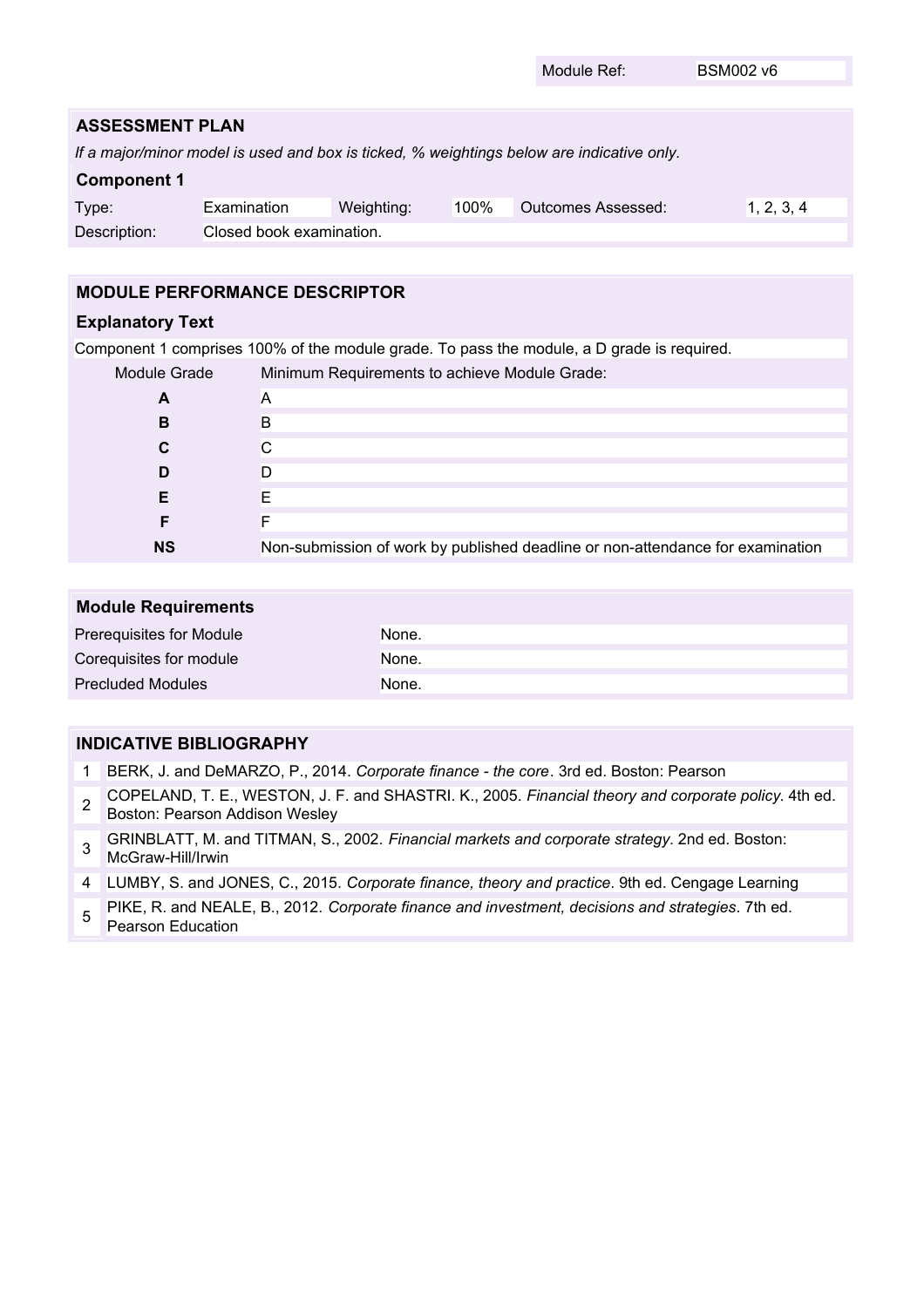| Module Ref: | BSM002 v6 |
|---|---|

## ASSESSMENT PLAN

*If a major/minor model is used and box is ticked, % weightings below are indicative only.*

### Component 1

| | | | | | |
|---|---|---|---|---|---|
| Type: | Examination | Weighting: | 100% | Outcomes Assessed: | 1, 2, 3, 4 |
| Description: | Closed book examination. | | | | |

## MODULE PERFORMANCE DESCRIPTOR

### Explanatory Text

Component 1 comprises 100% of the module grade. To pass the module, a D grade is required.

| Module Grade | Minimum Requirements to achieve Module Grade: |
|---|---|
| **A** | A |
| **B** | B |
| **C** | C |
| **D** | D |
| **E** | E |
| **F** | F |
| **NS** | Non-submission of work by published deadline or non-attendance for examination |

## Module Requirements

| | |
|---|---|
| Prerequisites for Module | None. |
| Corequisites for module | None. |
| Precluded Modules | None. |

## INDICATIVE BIBLIOGRAPHY

1. BERK, J. and DeMARZO, P., 2014. *Corporate finance - the core*. 3rd ed. Boston: Pearson
2. COPELAND, T. E., WESTON, J. F. and SHASTRI. K., 2005. *Financial theory and corporate policy.* 4th ed. Boston: Pearson Addison Wesley
3. GRINBLATT, M. and TITMAN, S., 2002. *Financial markets and corporate strategy*. 2nd ed. Boston: McGraw-Hill/Irwin
4. LUMBY, S. and JONES, C., 2015. *Corporate finance, theory and practice*. 9th ed. Cengage Learning
5. PIKE, R. and NEALE, B., 2012. *Corporate finance and investment, decisions and strategies*. 7th ed. Pearson Education